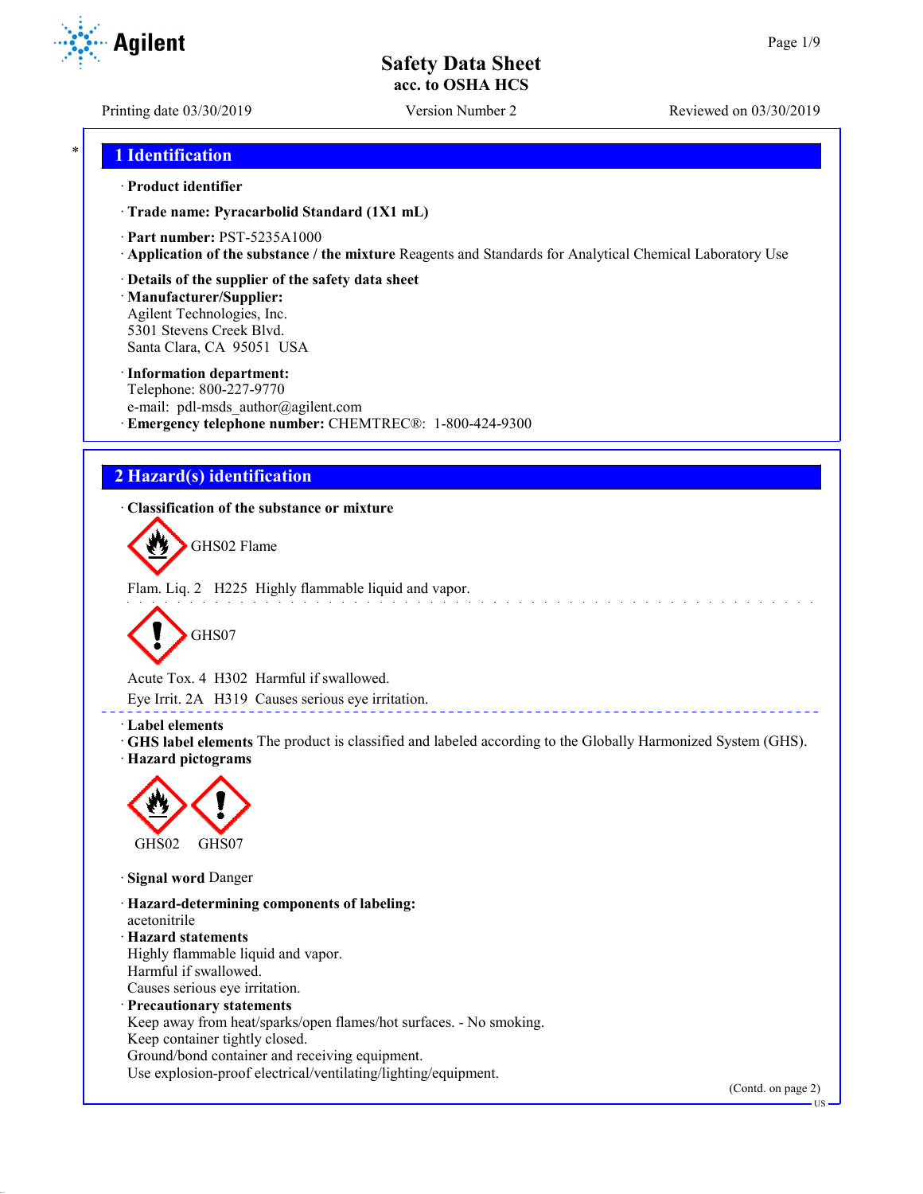# Safety Data Sheet
**acc. to OSHA HCS**

Printing date 03/30/2019 | Version Number 2 | Reviewed on 03/30/2019

## 1 Identification

· **Product identifier**

· **Trade name: Pyracarbolid Standard (1X1 mL)**

· **Part number:** PST-5235A1000

· **Application of the substance / the mixture** Reagents and Standards for Analytical Chemical Laboratory Use

· **Details of the supplier of the safety data sheet**

· **Manufacturer/Supplier:**
Agilent Technologies, Inc.
5301 Stevens Creek Blvd.
Santa Clara, CA 95051 USA

· **Information department:**
Telephone: 800-227-9770
e-mail: pdl-msds_author@agilent.com

· **Emergency telephone number:** CHEMTREC®: 1-800-424-9300

## 2 Hazard(s) identification

· **Classification of the substance or mixture**

GHS02 Flame

Flam. Liq. 2 H225 Highly flammable liquid and vapor.

GHS07

Acute Tox. 4 H302 Harmful if swallowed.

Eye Irrit. 2A H319 Causes serious eye irritation.

· **Label elements**

· **GHS label elements** The product is classified and labeled according to the Globally Harmonized System (GHS).

· **Hazard pictograms**

GHS02 GHS07

· **Signal word** Danger

· **Hazard-determining components of labeling:**
acetonitrile

· **Hazard statements**
Highly flammable liquid and vapor.
Harmful if swallowed.
Causes serious eye irritation.

· **Precautionary statements**
Keep away from heat/sparks/open flames/hot surfaces. - No smoking.
Keep container tightly closed.
Ground/bond container and receiving equipment.
Use explosion-proof electrical/ventilating/lighting/equipment.

(Contd. on page 2)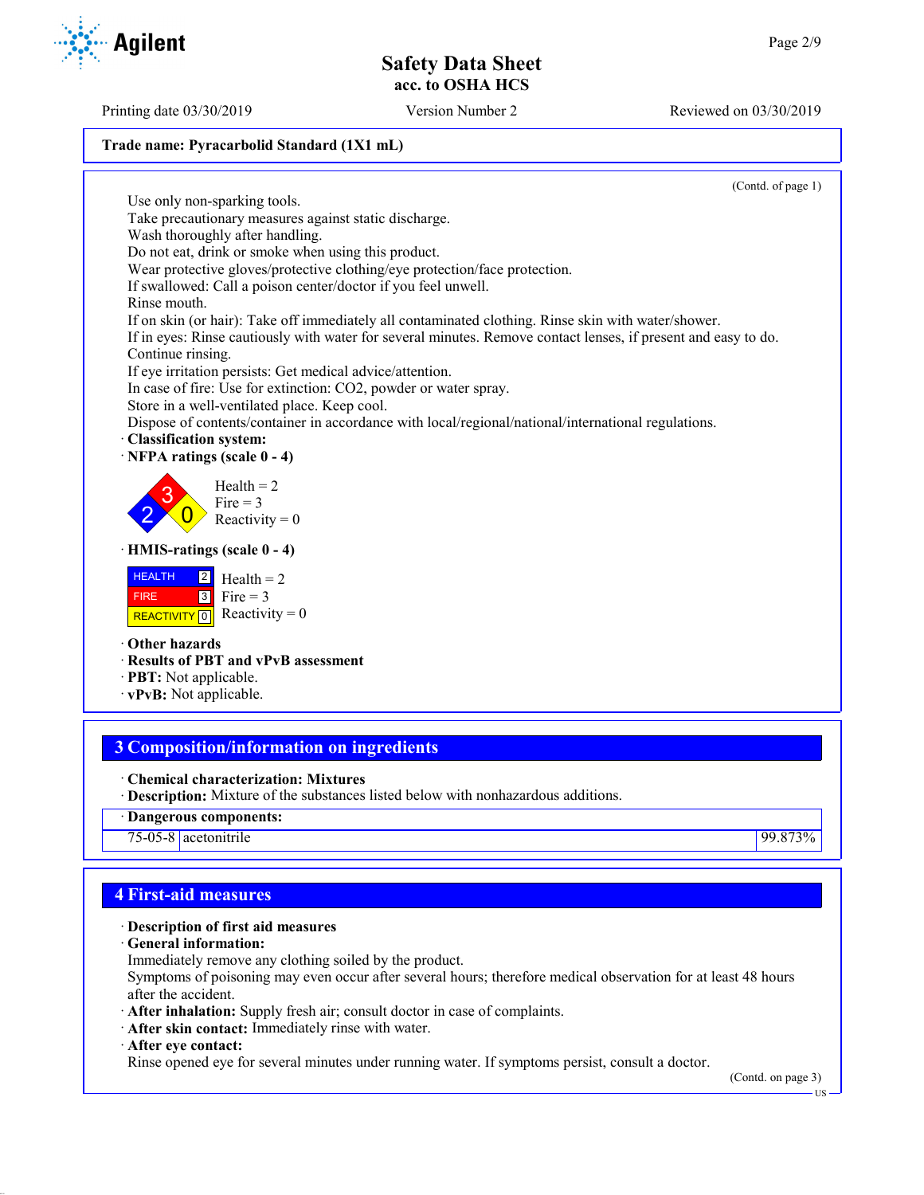**Trade name: Pyracarbolid Standard (1X1 mL)**

(Contd. of page 1)

Use only non-sparking tools.
Take precautionary measures against static discharge.
Wash thoroughly after handling.
Do not eat, drink or smoke when using this product.
Wear protective gloves/protective clothing/eye protection/face protection.
If swallowed: Call a poison center/doctor if you feel unwell.
Rinse mouth.
If on skin (or hair): Take off immediately all contaminated clothing. Rinse skin with water/shower.
If in eyes: Rinse cautiously with water for several minutes. Remove contact lenses, if present and easy to do. Continue rinsing.
If eye irritation persists: Get medical advice/attention.
In case of fire: Use for extinction: CO2, powder or water spray.
Store in a well-ventilated place. Keep cool.
Dispose of contents/container in accordance with local/regional/national/international regulations.

· **Classification system:**

· **NFPA ratings (scale 0 - 4)**

Health = 2
Fire = 3
Reactivity = 0

· **HMIS-ratings (scale 0 - 4)**

| | |
|---|---|
| HEALTH | 2 |
| FIRE | 3 |
| REACTIVITY | 0 |

Health = 2
Fire = 3
Reactivity = 0

· **Other hazards**
· **Results of PBT and vPvB assessment**
· **PBT:** Not applicable.
· **vPvB:** Not applicable.

## 3 Composition/information on ingredients

· **Chemical characterization: Mixtures**
· **Description:** Mixture of the substances listed below with nonhazardous additions.

| · **Dangerous components:** | | |
|---|---|---|
| 75-05-8 | acetonitrile | 99.873% |

## 4 First-aid measures

· **Description of first aid measures**
· **General information:**
Immediately remove any clothing soiled by the product.
Symptoms of poisoning may even occur after several hours; therefore medical observation for at least 48 hours after the accident.
· **After inhalation:** Supply fresh air; consult doctor in case of complaints.
· **After skin contact:** Immediately rinse with water.
· **After eye contact:**
Rinse opened eye for several minutes under running water. If symptoms persist, consult a doctor.

(Contd. on page 3)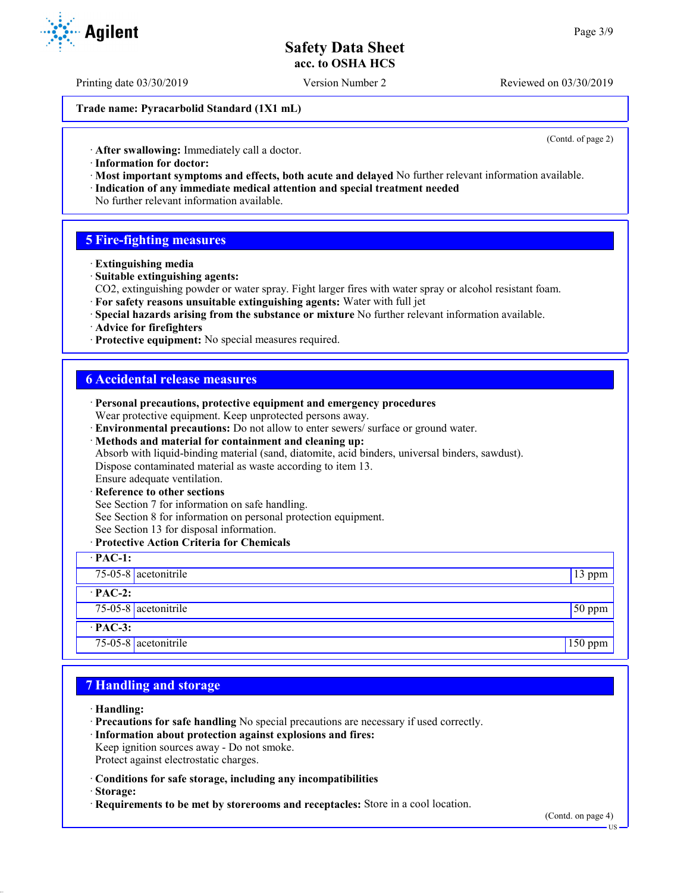Trade name: Pyracarbolid Standard (1X1 mL)

(Contd. of page 2)

· **After swallowing:** Immediately call a doctor.
· **Information for doctor:**
· **Most important symptoms and effects, both acute and delayed** No further relevant information available.
· **Indication of any immediate medical attention and special treatment needed**
No further relevant information available.

## 5 Fire-fighting measures

· **Extinguishing media**
· **Suitable extinguishing agents:**
$CO_2$, extinguishing powder or water spray. Fight larger fires with water spray or alcohol resistant foam.
· **For safety reasons unsuitable extinguishing agents:** Water with full jet
· **Special hazards arising from the substance or mixture** No further relevant information available.
· **Advice for firefighters**
· **Protective equipment:** No special measures required.

## 6 Accidental release measures

· **Personal precautions, protective equipment and emergency procedures**
Wear protective equipment. Keep unprotected persons away.
· **Environmental precautions:** Do not allow to enter sewers/ surface or ground water.
· **Methods and material for containment and cleaning up:**
Absorb with liquid-binding material (sand, diatomite, acid binders, universal binders, sawdust).
Dispose contaminated material as waste according to item 13.
Ensure adequate ventilation.
· **Reference to other sections**
See Section 7 for information on safe handling.
See Section 8 for information on personal protection equipment.
See Section 13 for disposal information.
· **Protective Action Criteria for Chemicals**

| · **PAC-1:** | | |
|---|---|---|
| 75-05-8 | acetonitrile | 13 ppm |
| · **PAC-2:** | | |
| 75-05-8 | acetonitrile | 50 ppm |
| · **PAC-3:** | | |
| 75-05-8 | acetonitrile | 150 ppm |

## 7 Handling and storage

· **Handling:**
· **Precautions for safe handling** No special precautions are necessary if used correctly.
· **Information about protection against explosions and fires:**
Keep ignition sources away - Do not smoke.
Protect against electrostatic charges.

· **Conditions for safe storage, including any incompatibilities**
· **Storage:**
· **Requirements to be met by storerooms and receptacles:** Store in a cool location.

(Contd. on page 4)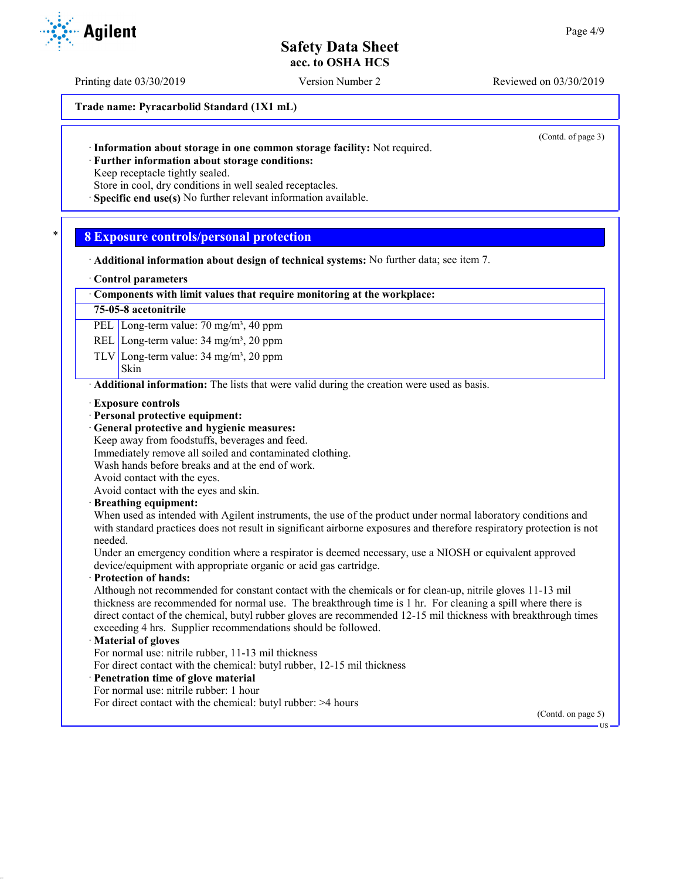**Trade name: Pyracarbolid Standard (1X1 mL)**

(Contd. of page 3)

· **Information about storage in one common storage facility:** Not required.
· **Further information about storage conditions:**
Keep receptacle tightly sealed.
Store in cool, dry conditions in well sealed receptacles.
· **Specific end use(s)** No further relevant information available.

## 8 Exposure controls/personal protection

· **Additional information about design of technical systems:** No further data; see item 7.

· **Control parameters**

| · Components with limit values that require monitoring at the workplace: | |
|---|---|
| **75-05-8 acetonitrile** | |
| PEL | Long-term value: 70 mg/m³, 40 ppm |
| REL | Long-term value: 34 mg/m³, 20 ppm |
| TLV | Long-term value: 34 mg/m³, 20 ppm<br>Skin |

· **Additional information:** The lists that were valid during the creation were used as basis.

· **Exposure controls**
· **Personal protective equipment:**
· **General protective and hygienic measures:**
Keep away from foodstuffs, beverages and feed.
Immediately remove all soiled and contaminated clothing.
Wash hands before breaks and at the end of work.
Avoid contact with the eyes.
Avoid contact with the eyes and skin.
· **Breathing equipment:**
When used as intended with Agilent instruments, the use of the product under normal laboratory conditions and with standard practices does not result in significant airborne exposures and therefore respiratory protection is not needed.
Under an emergency condition where a respirator is deemed necessary, use a NIOSH or equivalent approved device/equipment with appropriate organic or acid gas cartridge.
· **Protection of hands:**
Although not recommended for constant contact with the chemicals or for clean-up, nitrile gloves 11-13 mil thickness are recommended for normal use. The breakthrough time is 1 hr. For cleaning a spill where there is direct contact of the chemical, butyl rubber gloves are recommended 12-15 mil thickness with breakthrough times exceeding 4 hrs. Supplier recommendations should be followed.
· **Material of gloves**
For normal use: nitrile rubber, 11-13 mil thickness
For direct contact with the chemical: butyl rubber, 12-15 mil thickness
· **Penetration time of glove material**
For normal use: nitrile rubber: 1 hour
For direct contact with the chemical: butyl rubber: >4 hours

(Contd. on page 5)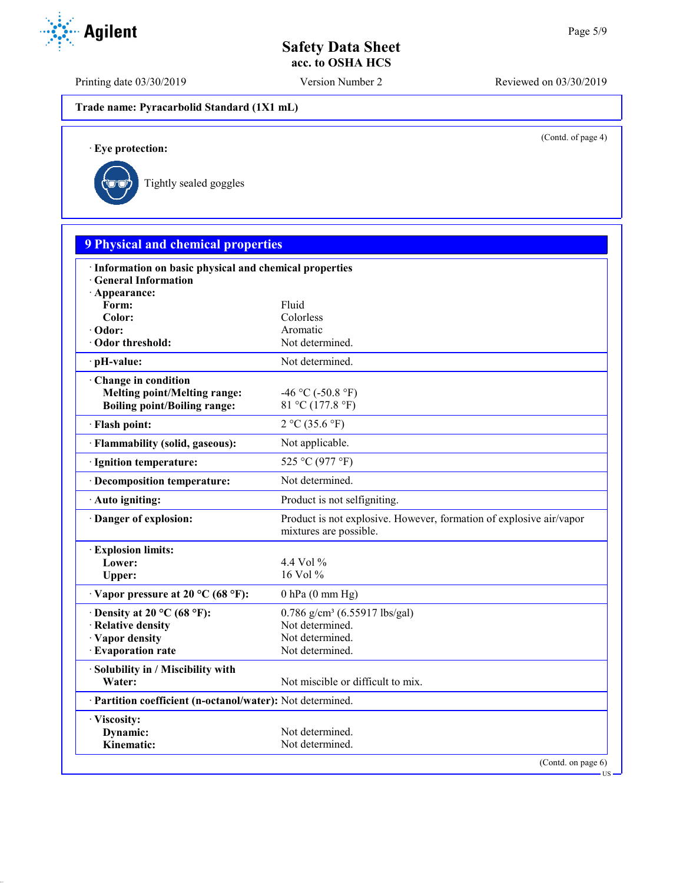**Trade name: Pyracarbolid Standard (1X1 mL)**

(Contd. of page 4)

· **Eye protection:**

Tightly sealed goggles

## 9 Physical and chemical properties

| | |
|---|---|
| · **Information on basic physical and chemical properties** | |
| · **General Information** | |
| · **Appearance:** | |
| **Form:** | Fluid |
| **Color:** | Colorless |
| · **Odor:** | Aromatic |
| · **Odor threshold:** | Not determined. |
| · **pH-value:** | Not determined. |
| · **Change in condition** | |
| **Melting point/Melting range:** | -46 °C (-50.8 °F) |
| **Boiling point/Boiling range:** | 81 °C (177.8 °F) |
| · **Flash point:** | 2 °C (35.6 °F) |
| · **Flammability (solid, gaseous):** | Not applicable. |
| · **Ignition temperature:** | 525 °C (977 °F) |
| · **Decomposition temperature:** | Not determined. |
| · **Auto igniting:** | Product is not selfigniting. |
| · **Danger of explosion:** | Product is not explosive. However, formation of explosive air/vapor mixtures are possible. |
| · **Explosion limits:** | |
| **Lower:** | 4.4 Vol % |
| **Upper:** | 16 Vol % |
| · **Vapor pressure at 20 °C (68 °F):** | 0 hPa (0 mm Hg) |
| · **Density at 20 °C (68 °F):** | 0.786 g/cm³ (6.55917 lbs/gal) |
| · **Relative density** | Not determined. |
| · **Vapor density** | Not determined. |
| · **Evaporation rate** | Not determined. |
| · **Solubility in / Miscibility with** | |
| **Water:** | Not miscible or difficult to mix. |
| · **Partition coefficient (n-octanol/water):** | Not determined. |
| · **Viscosity:** | |
| **Dynamic:** | Not determined. |
| **Kinematic:** | Not determined. |

(Contd. on page 6)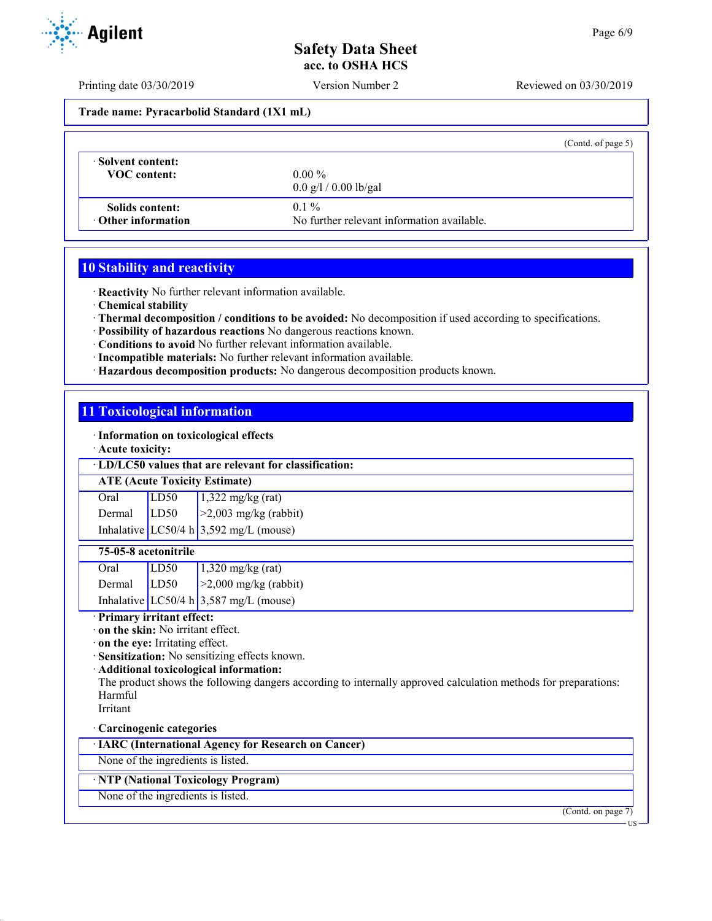Trade name: Pyracarbolid Standard (1X1 mL)

(Contd. of page 5)

| | |
|---|---|
| · **Solvent content:** | |
| **VOC content:** | 0.00 % |
| | 0.0 g/l / 0.00 lb/gal |
| **Solids content:** | 0.1 % |
| · **Other information** | No further relevant information available. |

## 10 Stability and reactivity

- · **Reactivity** No further relevant information available.
- · **Chemical stability**
- · **Thermal decomposition / conditions to be avoided:** No decomposition if used according to specifications.
- · **Possibility of hazardous reactions** No dangerous reactions known.
- · **Conditions to avoid** No further relevant information available.
- · **Incompatible materials:** No further relevant information available.
- · **Hazardous decomposition products:** No dangerous decomposition products known.

## 11 Toxicological information

- · **Information on toxicological effects**
- · **Acute toxicity:**

· **LD/LC50 values that are relevant for classification:**

| **ATE (Acute Toxicity Estimate)** | | |
|---|---|---|
| Oral | LD50 | 1,322 mg/kg (rat) |
| Dermal | LD50 | >2,003 mg/kg (rabbit) |
| Inhalative | LC50/4 h | 3,592 mg/L (mouse) |

| **75-05-8 acetonitrile** | | |
|---|---|---|
| Oral | LD50 | 1,320 mg/kg (rat) |
| Dermal | LD50 | >2,000 mg/kg (rabbit) |
| Inhalative | LC50/4 h | 3,587 mg/L (mouse) |

- · **Primary irritant effect:**
- · **on the skin:** No irritant effect.
- · **on the eye:** Irritating effect.
- · **Sensitization:** No sensitizing effects known.
- · **Additional toxicological information:**

The product shows the following dangers according to internally approved calculation methods for preparations:
Harmful
Irritant

· **Carcinogenic categories**

| · **IARC (International Agency for Research on Cancer)** |
|---|
| None of the ingredients is listed. |

| · **NTP (National Toxicology Program)** |
|---|
| None of the ingredients is listed. |

(Contd. on page 7)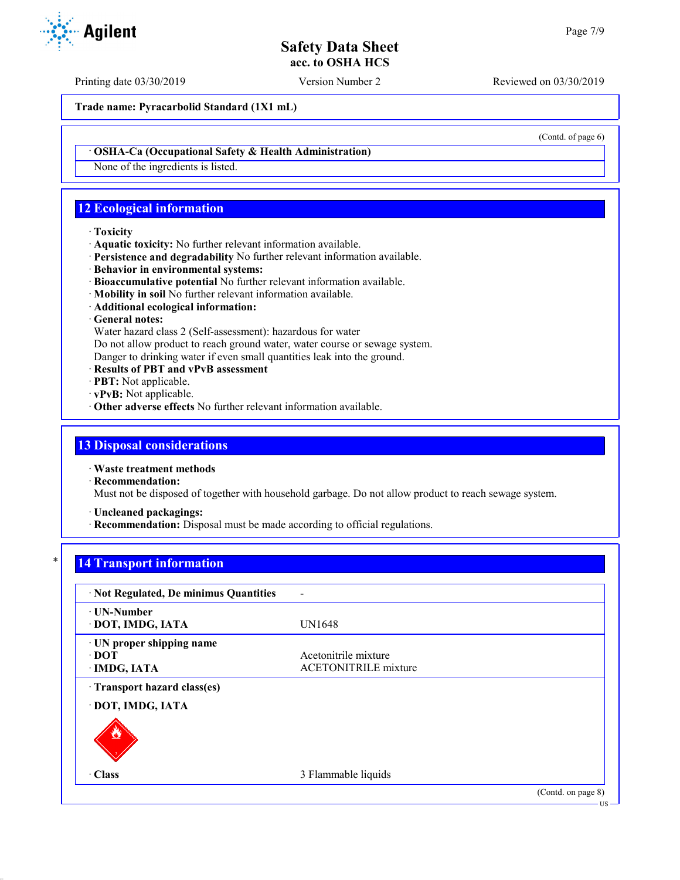**Trade name: Pyracarbolid Standard (1X1 mL)**

(Contd. of page 6)

· **OSHA-Ca (Occupational Safety & Health Administration)**

None of the ingredients is listed.

## 12 Ecological information

· **Toxicity**
· **Aquatic toxicity:** No further relevant information available.
· **Persistence and degradability** No further relevant information available.
· **Behavior in environmental systems:**
· **Bioaccumulative potential** No further relevant information available.
· **Mobility in soil** No further relevant information available.
· **Additional ecological information:**
· **General notes:**
Water hazard class 2 (Self-assessment): hazardous for water
Do not allow product to reach ground water, water course or sewage system.
Danger to drinking water if even small quantities leak into the ground.
· **Results of PBT and vPvB assessment**
· **PBT:** Not applicable.
· **vPvB:** Not applicable.
· **Other adverse effects** No further relevant information available.

## 13 Disposal considerations

· **Waste treatment methods**
· **Recommendation:**
Must not be disposed of together with household garbage. Do not allow product to reach sewage system.

· **Uncleaned packagings:**
· **Recommendation:** Disposal must be made according to official regulations.

## 14 Transport information

| | |
|---|---|
| · **Not Regulated, De minimus Quantities** | - |
| · **UN-Number**<br>· **DOT, IMDG, IATA** | UN1648 |
| · **UN proper shipping name**<br>· **DOT**<br>· **IMDG, IATA** | <br>Acetonitrile mixture<br>ACETONITRILE mixture |
| · **Transport hazard class(es)**<br>· **DOT, IMDG, IATA** | |
| · **Class** | 3 Flammable liquids |

(Contd. on page 8)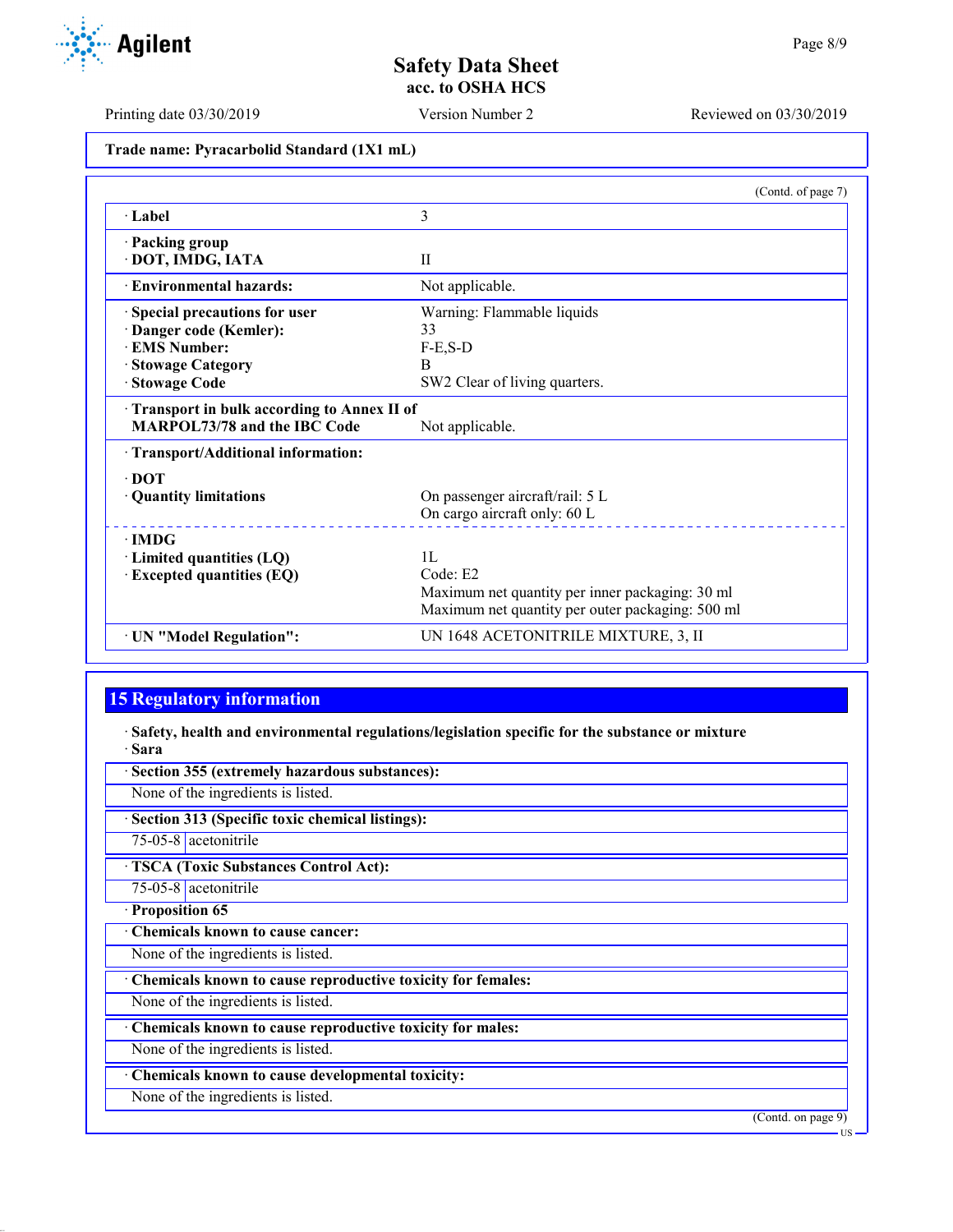**Trade name: Pyracarbolid Standard (1X1 mL)**

(Contd. of page 7)

| | |
|---|---|
| · **Label** | 3 |
| · **Packing group**<br>· **DOT, IMDG, IATA** | II |
| · **Environmental hazards:** | Not applicable. |
| · **Special precautions for user** | Warning: Flammable liquids |
| · **Danger code (Kemler):** | 33 |
| · **EMS Number:** | F-E,S-D |
| · **Stowage Category** | B |
| · **Stowage Code** | SW2 Clear of living quarters. |
| · **Transport in bulk according to Annex II of MARPOL73/78 and the IBC Code** | Not applicable. |
| · **Transport/Additional information:** | |
| · **DOT** | |
| · **Quantity limitations** | On passenger aircraft/rail: 5 L<br>On cargo aircraft only: 60 L |
| · **IMDG** | |
| · **Limited quantities (LQ)** | 1L |
| · **Excepted quantities (EQ)** | Code: E2<br>Maximum net quantity per inner packaging: 30 ml<br>Maximum net quantity per outer packaging: 500 ml |
| · **UN "Model Regulation":** | UN 1648 ACETONITRILE MIXTURE, 3, II |

## 15 Regulatory information

· **Safety, health and environmental regulations/legislation specific for the substance or mixture**

· **Sara**

· **Section 355 (extremely hazardous substances):**

None of the ingredients is listed.

· **Section 313 (Specific toxic chemical listings):**

| | |
|---|---|
| 75-05-8 | acetonitrile |

· **TSCA (Toxic Substances Control Act):**

| | |
|---|---|
| 75-05-8 | acetonitrile |

· **Proposition 65**

· **Chemicals known to cause cancer:**

None of the ingredients is listed.

· **Chemicals known to cause reproductive toxicity for females:**

None of the ingredients is listed.

· **Chemicals known to cause reproductive toxicity for males:**

None of the ingredients is listed.

· **Chemicals known to cause developmental toxicity:**

None of the ingredients is listed.

(Contd. on page 9)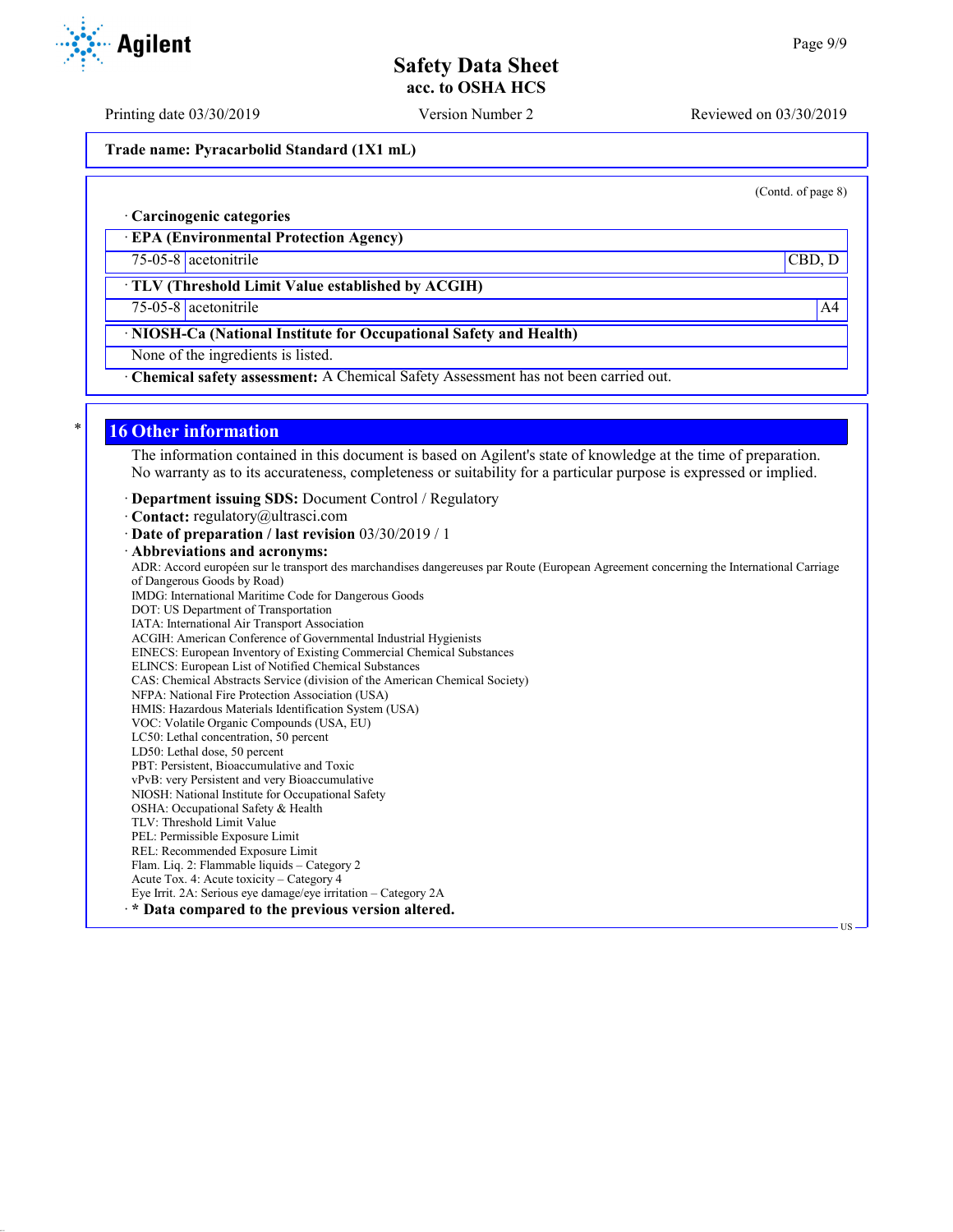Trade name: Pyracarbolid Standard (1X1 mL)

(Contd. of page 8)

· **Carcinogenic categories**

· **EPA (Environmental Protection Agency)**

| | | |
|---|---|---|
| 75-05-8 | acetonitrile | CBD, D |

· **TLV (Threshold Limit Value established by ACGIH)**

| | | |
|---|---|---|
| 75-05-8 | acetonitrile | A4 |

· **NIOSH-Ca (National Institute for Occupational Safety and Health)**

None of the ingredients is listed.

· **Chemical safety assessment:** A Chemical Safety Assessment has not been carried out.

## * 16 Other information

The information contained in this document is based on Agilent's state of knowledge at the time of preparation. No warranty as to its accurateness, completeness or suitability for a particular purpose is expressed or implied.

· **Department issuing SDS:** Document Control / Regulatory
· **Contact:** regulatory@ultrasci.com
· **Date of preparation / last revision** 03/30/2019 / 1
· **Abbreviations and acronyms:**

ADR: Accord européen sur le transport des marchandises dangereuses par Route (European Agreement concerning the International Carriage of Dangerous Goods by Road)
IMDG: International Maritime Code for Dangerous Goods
DOT: US Department of Transportation
IATA: International Air Transport Association
ACGIH: American Conference of Governmental Industrial Hygienists
EINECS: European Inventory of Existing Commercial Chemical Substances
ELINCS: European List of Notified Chemical Substances
CAS: Chemical Abstracts Service (division of the American Chemical Society)
NFPA: National Fire Protection Association (USA)
HMIS: Hazardous Materials Identification System (USA)
VOC: Volatile Organic Compounds (USA, EU)
LC50: Lethal concentration, 50 percent
LD50: Lethal dose, 50 percent
PBT: Persistent, Bioaccumulative and Toxic
vPvB: very Persistent and very Bioaccumulative
NIOSH: National Institute for Occupational Safety
OSHA: Occupational Safety & Health
TLV: Threshold Limit Value
PEL: Permissible Exposure Limit
REL: Recommended Exposure Limit
Flam. Liq. 2: Flammable liquids – Category 2
Acute Tox. 4: Acute toxicity – Category 4
Eye Irrit. 2A: Serious eye damage/eye irritation – Category 2A

· **\* Data compared to the previous version altered.**